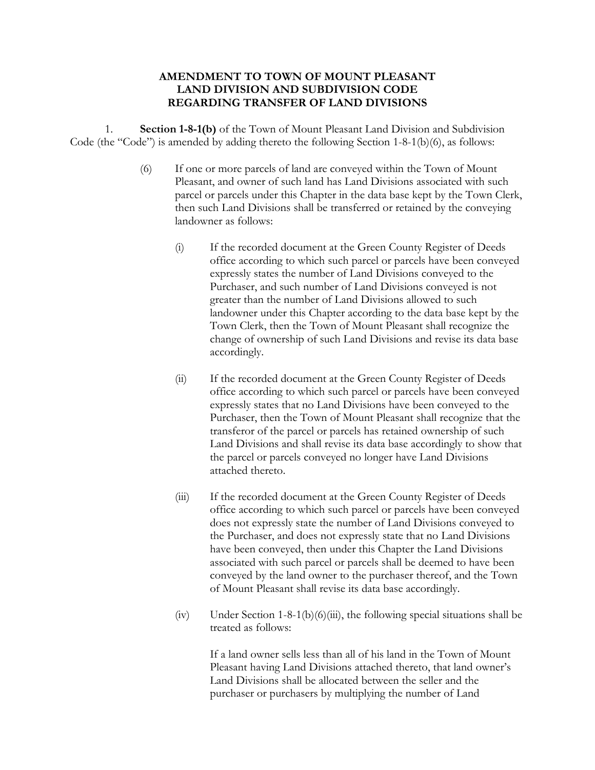# AMENDMENT TO TOWN OF MOUNT PLEASANT LAND DIVISION AND SUBDIVISION CODE REGARDING TRANSFER OF LAND DIVISIONS

1. **Section 1-8-1(b)** of the Town of Mount Pleasant Land Division and Subdivision Code (the "Code") is amended by adding thereto the following Section 1-8-1(b)(6), as follows:

   (6) If one or more parcels of land are conveyed within the Town of Mount Pleasant, and owner of such land has Land Divisions associated with such parcel or parcels under this Chapter in the data base kept by the Town Clerk, then such Land Divisions shall be transferred or retained by the conveying landowner as follows:

   (i) If the recorded document at the Green County Register of Deeds office according to which such parcel or parcels have been conveyed expressly states the number of Land Divisions conveyed to the Purchaser, and such number of Land Divisions conveyed is not greater than the number of Land Divisions allowed to such landowner under this Chapter according to the data base kept by the Town Clerk, then the Town of Mount Pleasant shall recognize the change of ownership of such Land Divisions and revise its data base accordingly.

   (ii) If the recorded document at the Green County Register of Deeds office according to which such parcel or parcels have been conveyed expressly states that no Land Divisions have been conveyed to the Purchaser, then the Town of Mount Pleasant shall recognize that the transferor of the parcel or parcels has retained ownership of such Land Divisions and shall revise its data base accordingly to show that the parcel or parcels conveyed no longer have Land Divisions attached thereto.

   (iii) If the recorded document at the Green County Register of Deeds office according to which such parcel or parcels have been conveyed does not expressly state the number of Land Divisions conveyed to the Purchaser, and does not expressly state that no Land Divisions have been conveyed, then under this Chapter the Land Divisions associated with such parcel or parcels shall be deemed to have been conveyed by the land owner to the purchaser thereof, and the Town of Mount Pleasant shall revise its data base accordingly.

   (iv) Under Section 1-8-1(b)(6)(iii), the following special situations shall be treated as follows:

   If a land owner sells less than all of his land in the Town of Mount Pleasant having Land Divisions attached thereto, that land owner's Land Divisions shall be allocated between the seller and the purchaser or purchasers by multiplying the number of Land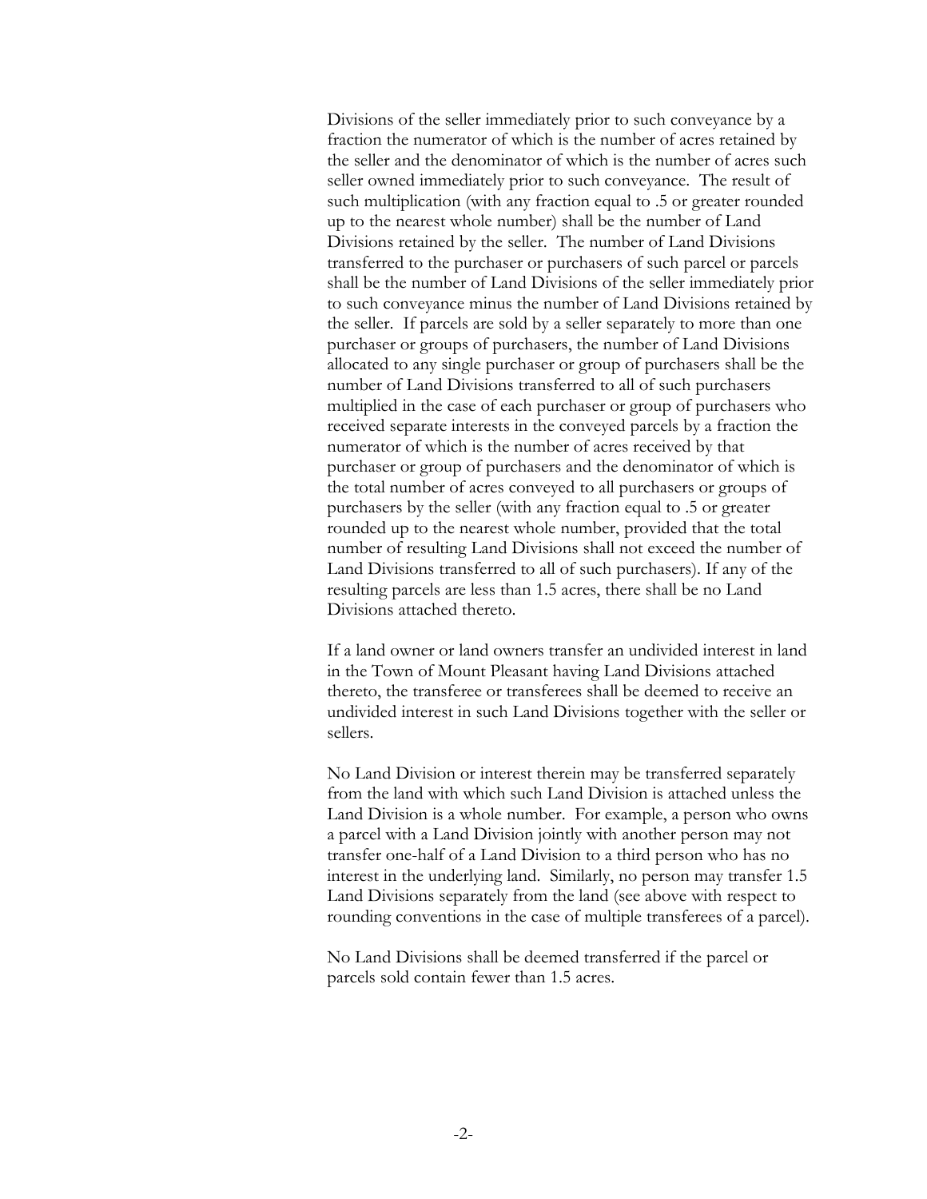Divisions of the seller immediately prior to such conveyance by a fraction the numerator of which is the number of acres retained by the seller and the denominator of which is the number of acres such seller owned immediately prior to such conveyance. The result of such multiplication (with any fraction equal to .5 or greater rounded up to the nearest whole number) shall be the number of Land Divisions retained by the seller. The number of Land Divisions transferred to the purchaser or purchasers of such parcel or parcels shall be the number of Land Divisions of the seller immediately prior to such conveyance minus the number of Land Divisions retained by the seller. If parcels are sold by a seller separately to more than one purchaser or groups of purchasers, the number of Land Divisions allocated to any single purchaser or group of purchasers shall be the number of Land Divisions transferred to all of such purchasers multiplied in the case of each purchaser or group of purchasers who received separate interests in the conveyed parcels by a fraction the numerator of which is the number of acres received by that purchaser or group of purchasers and the denominator of which is the total number of acres conveyed to all purchasers or groups of purchasers by the seller (with any fraction equal to .5 or greater rounded up to the nearest whole number, provided that the total number of resulting Land Divisions shall not exceed the number of Land Divisions transferred to all of such purchasers). If any of the resulting parcels are less than 1.5 acres, there shall be no Land Divisions attached thereto.

If a land owner or land owners transfer an undivided interest in land in the Town of Mount Pleasant having Land Divisions attached thereto, the transferee or transferees shall be deemed to receive an undivided interest in such Land Divisions together with the seller or sellers.

No Land Division or interest therein may be transferred separately from the land with which such Land Division is attached unless the Land Division is a whole number. For example, a person who owns a parcel with a Land Division jointly with another person may not transfer one-half of a Land Division to a third person who has no interest in the underlying land. Similarly, no person may transfer 1.5 Land Divisions separately from the land (see above with respect to rounding conventions in the case of multiple transferees of a parcel).

No Land Divisions shall be deemed transferred if the parcel or parcels sold contain fewer than 1.5 acres.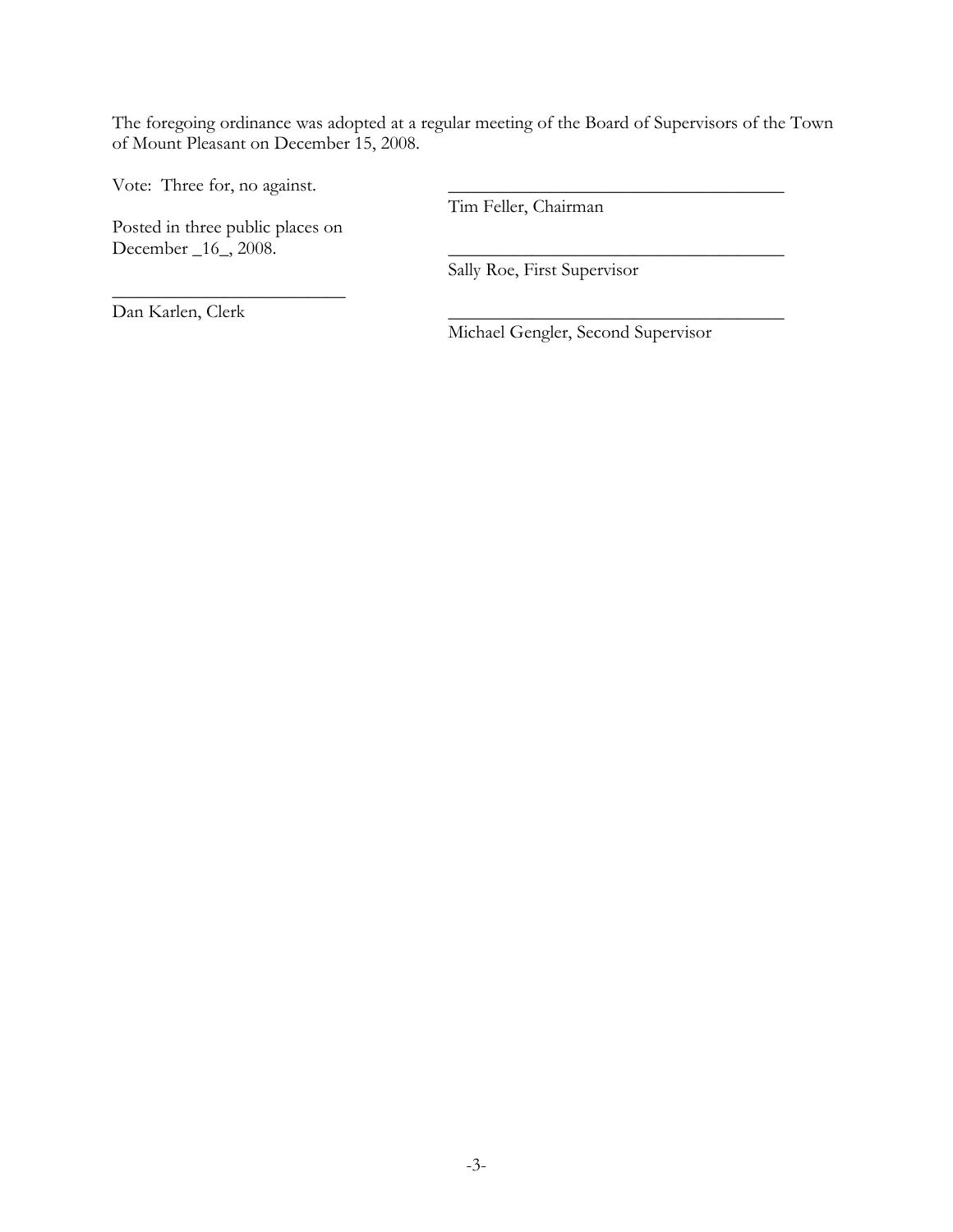The foregoing ordinance was adopted at a regular meeting of the Board of Supervisors of the Town of Mount Pleasant on December 15, 2008.

Vote: Three for, no against.

Posted in three public places on December _16_, 2008.

_________________________
Dan Karlen, Clerk

_____________________________________
Tim Feller, Chairman

_____________________________________
Sally Roe, First Supervisor

_____________________________________
Michael Gengler, Second Supervisor